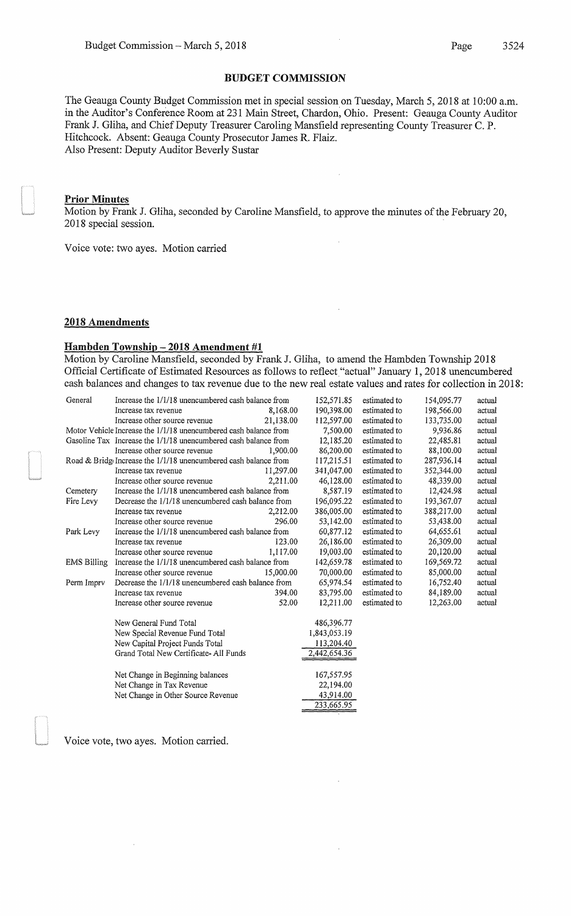## BUDGET COMMISSION

The Geauga County Budget Commission met in special session on Tuesday, March 5, 2018 at 10:00 a.m. in the Auditor's Conference Room at 231 Main Street, Chardon, Ohio. Present: Geauga County Auditor Frank J. Gliha, and Chief Deputy Treasurer Caroling Mansfield representing County Treasurer C. P. Hitchcock. Absent: Geauga County Prosecutor James R. Flaiz.
Also Present: Deputy Auditor Beverly Sustar

### Prior Minutes

Motion by Frank J. Gliha, seconded by Caroline Mansfield, to approve the minutes of the February 20, 2018 special session.

Voice vote: two ayes. Motion carried

### 2018 Amendments

### Hambden Township – 2018 Amendment #1

Motion by Caroline Mansfield, seconded by Frank J. Gliha, to amend the Hambden Township 2018 Official Certificate of Estimated Resources as follows to reflect "actual" January 1, 2018 unencumbered cash balances and changes to tax revenue due to the new real estate values and rates for collection in 2018:

| Fund | Description | Change | From | | To | |
|---|---|---|---|---|---|---|
| General | Increase the 1/1/18 unencumbered cash balance from | | 152,571.85 | estimated to | 154,095.77 | actual |
| | Increase tax revenue | 8,168.00 | 190,398.00 | estimated to | 198,566.00 | actual |
| | Increase other source revenue | 21,138.00 | 112,597.00 | estimated to | 133,735.00 | actual |
| Motor Vehicle | Increase the 1/1/18 unencumbered cash balance from | | 7,500.00 | estimated to | 9,936.86 | actual |
| Gasoline Tax | Increase the 1/1/18 unencumbered cash balance from | | 12,185.20 | estimated to | 22,485.81 | actual |
| | Increase other source revenue | 1,900.00 | 86,200.00 | estimated to | 88,100.00 | actual |
| Road & Bridge | Increase the 1/1/18 unencumbered cash balance from | | 117,215.51 | estimated to | 287,936.14 | actual |
| | Increase tax revenue | 11,297.00 | 341,047.00 | estimated to | 352,344.00 | actual |
| | Increase other source revenue | 2,211.00 | 46,128.00 | estimated to | 48,339.00 | actual |
| Cemetery | Increase the 1/1/18 unencumbered cash balance from | | 8,587.19 | estimated to | 12,424.98 | actual |
| Fire Levy | Decrease the 1/1/18 unencumbered cash balance from | | 196,095.22 | estimated to | 193,367.07 | actual |
| | Increase tax revenue | 2,212.00 | 386,005.00 | estimated to | 388,217.00 | actual |
| | Increase other source revenue | 296.00 | 53,142.00 | estimated to | 53,438.00 | actual |
| Park Levy | Increase the 1/1/18 unencumbered cash balance from | | 60,877.12 | estimated to | 64,655.61 | actual |
| | Increase tax revenue | 123.00 | 26,186.00 | estimated to | 26,309.00 | actual |
| | Increase other source revenue | 1,117.00 | 19,003.00 | estimated to | 20,120.00 | actual |
| EMS Billing | Increase the 1/1/18 unencumbered cash balance from | | 142,659.78 | estimated to | 169,569.72 | actual |
| | Increase other source revenue | 15,000.00 | 70,000.00 | estimated to | 85,000.00 | actual |
| Perm Imprv | Decrease the 1/1/18 unencumbered cash balance from | | 65,974.54 | estimated to | 16,752.40 | actual |
| | Increase tax revenue | 394.00 | 83,795.00 | estimated to | 84,189.00 | actual |
| | Increase other source revenue | 52.00 | 12,211.00 | estimated to | 12,263.00 | actual |

| | |
|---|---|
| New General Fund Total | 486,396.77 |
| New Special Revenue Fund Total | 1,843,053.19 |
| New Capital Project Funds Total | 113,204.40 |
| Grand Total New Certificate- All Funds | 2,442,654.36 |

| | |
|---|---|
| Net Change in Beginning balances | 167,557.95 |
| Net Change in Tax Revenue | 22,194.00 |
| Net Change in Other Source Revenue | 43,914.00 |
| | 233,665.95 |

Voice vote, two ayes. Motion carried.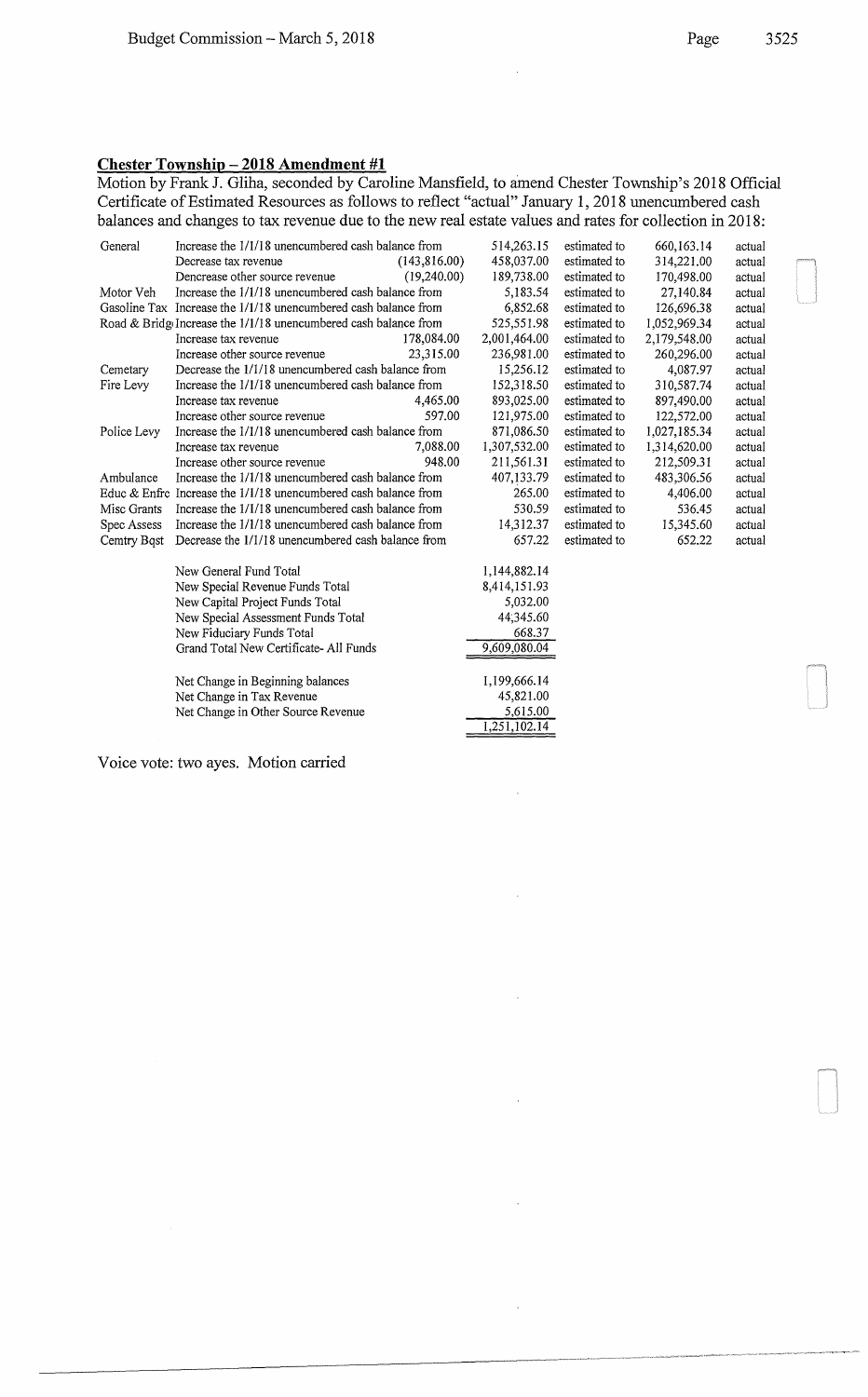## Chester Township – 2018 Amendment #1

Motion by Frank J. Gliha, seconded by Caroline Mansfield, to amend Chester Township's 2018 Official Certificate of Estimated Resources as follows to reflect "actual" January 1, 2018 unencumbered cash balances and changes to tax revenue due to the new real estate values and rates for collection in 2018:

| | | | | | | |
|---|---|---|---|---|---|---|
| General | Increase the 1/1/18 unencumbered cash balance from | | 514,263.15 | estimated to | 660,163.14 | actual |
| | Decrease tax revenue | (143,816.00) | 458,037.00 | estimated to | 314,221.00 | actual |
| | Dencrease other source revenue | (19,240.00) | 189,738.00 | estimated to | 170,498.00 | actual |
| Motor Veh | Increase the 1/1/18 unencumbered cash balance from | | 5,183.54 | estimated to | 27,140.84 | actual |
| Gasoline Tax | Increase the 1/1/18 unencumbered cash balance from | | 6,852.68 | estimated to | 126,696.38 | actual |
| Road & Bridge | Increase the 1/1/18 unencumbered cash balance from | | 525,551.98 | estimated to | 1,052,969.34 | actual |
| | Increase tax revenue | 178,084.00 | 2,001,464.00 | estimated to | 2,179,548.00 | actual |
| | Increase other source revenue | 23,315.00 | 236,981.00 | estimated to | 260,296.00 | actual |
| Cemetary | Decrease the 1/1/18 unencumbered cash balance from | | 15,256.12 | estimated to | 4,087.97 | actual |
| Fire Levy | Increase the 1/1/18 unencumbered cash balance from | | 152,318.50 | estimated to | 310,587.74 | actual |
| | Increase tax revenue | 4,465.00 | 893,025.00 | estimated to | 897,490.00 | actual |
| | Increase other source revenue | 597.00 | 121,975.00 | estimated to | 122,572.00 | actual |
| Police Levy | Increase the 1/1/18 unencumbered cash balance from | | 871,086.50 | estimated to | 1,027,185.34 | actual |
| | Increase tax revenue | 7,088.00 | 1,307,532.00 | estimated to | 1,314,620.00 | actual |
| | Increase other source revenue | 948.00 | 211,561.31 | estimated to | 212,509.31 | actual |
| Ambulance | Increase the 1/1/18 unencumbered cash balance from | | 407,133.79 | estimated to | 483,306.56 | actual |
| Educ & Enfrc | Increase the 1/1/18 unencumbered cash balance from | | 265.00 | estimated to | 4,406.00 | actual |
| Misc Grants | Increase the 1/1/18 unencumbered cash balance from | | 530.59 | estimated to | 536.45 | actual |
| Spec Assess | Increase the 1/1/18 unencumbered cash balance from | | 14,312.37 | estimated to | 15,345.60 | actual |
| Cemtry Bqst | Decrease the 1/1/18 unencumbered cash balance from | | 657.22 | estimated to | 652.22 | actual |

| | |
|---|---|
| New General Fund Total | 1,144,882.14 |
| New Special Revenue Funds Total | 8,414,151.93 |
| New Capital Project Funds Total | 5,032.00 |
| New Special Assessment Funds Total | 44,345.60 |
| New Fiduciary Funds Total | 668.37 |
| Grand Total New Certificate- All Funds | 9,609,080.04 |
| | |
| Net Change in Beginning balances | 1,199,666.14 |
| Net Change in Tax Revenue | 45,821.00 |
| Net Change in Other Source Revenue | 5,615.00 |
| | 1,251,102.14 |

Voice vote: two ayes. Motion carried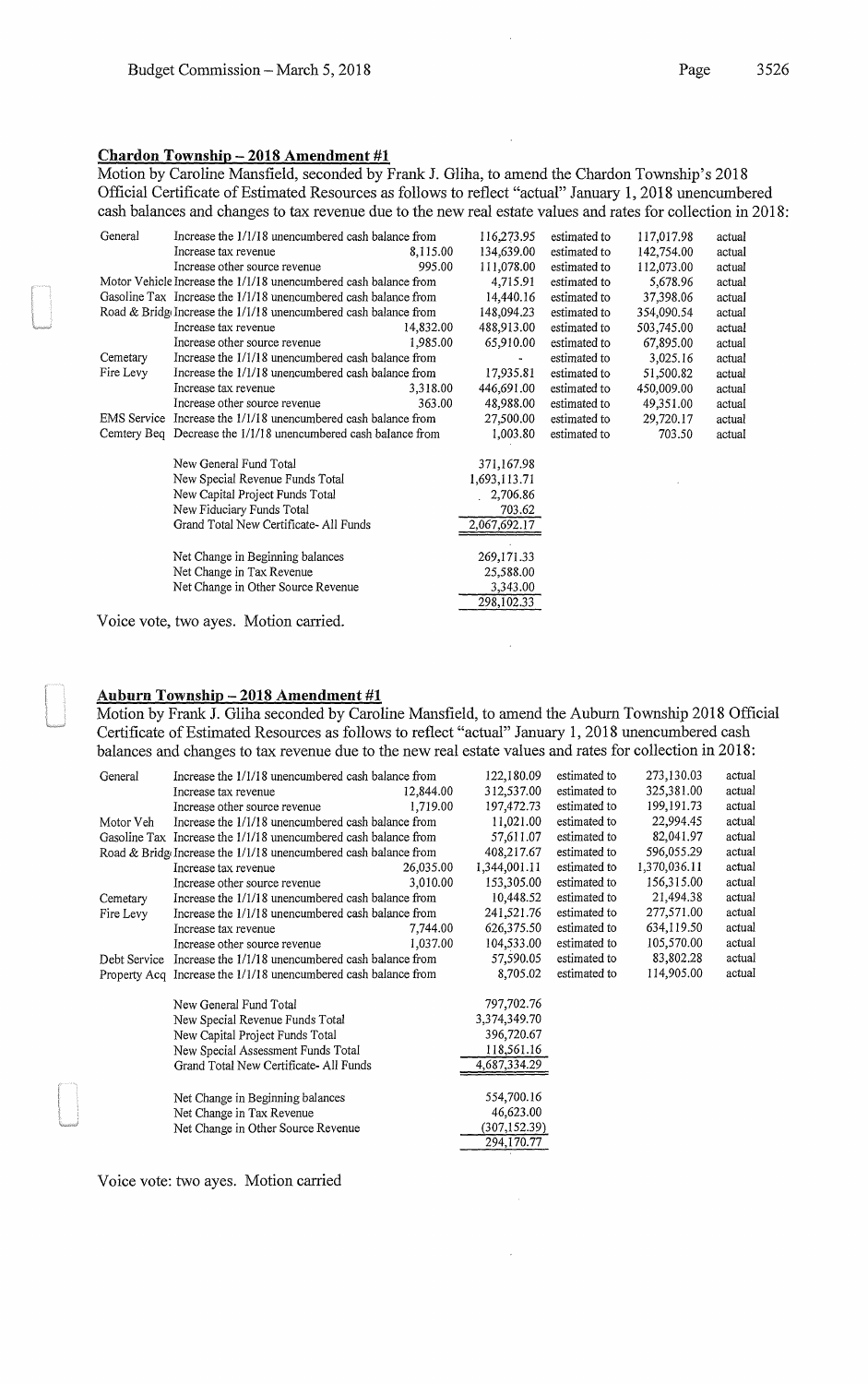### Chardon Township – 2018 Amendment #1

Motion by Caroline Mansfield, seconded by Frank J. Gliha, to amend the Chardon Township's 2018 Official Certificate of Estimated Resources as follows to reflect "actual" January 1, 2018 unencumbered cash balances and changes to tax revenue due to the new real estate values and rates for collection in 2018:

| Fund | Description | Change | From | | To | |
|---|---|---|---|---|---|---|
| General | Increase the 1/1/18 unencumbered cash balance from | | 116,273.95 | estimated to | 117,017.98 | actual |
| | Increase tax revenue | 8,115.00 | 134,639.00 | estimated to | 142,754.00 | actual |
| | Increase other source revenue | 995.00 | 111,078.00 | estimated to | 112,073.00 | actual |
| Motor Vehicle | Increase the 1/1/18 unencumbered cash balance from | | 4,715.91 | estimated to | 5,678.96 | actual |
| Gasoline Tax | Increase the 1/1/18 unencumbered cash balance from | | 14,440.16 | estimated to | 37,398.06 | actual |
| Road & Bridge | Increase the 1/1/18 unencumbered cash balance from | | 148,094.23 | estimated to | 354,090.54 | actual |
| | Increase tax revenue | 14,832.00 | 488,913.00 | estimated to | 503,745.00 | actual |
| | Increase other source revenue | 1,985.00 | 65,910.00 | estimated to | 67,895.00 | actual |
| Cemetary | Increase the 1/1/18 unencumbered cash balance from | | - | estimated to | 3,025.16 | actual |
| Fire Levy | Increase the 1/1/18 unencumbered cash balance from | | 17,935.81 | estimated to | 51,500.82 | actual |
| | Increase tax revenue | 3,318.00 | 446,691.00 | estimated to | 450,009.00 | actual |
| | Increase other source revenue | 363.00 | 48,988.00 | estimated to | 49,351.00 | actual |
| EMS Service | Increase the 1/1/18 unencumbered cash balance from | | 27,500.00 | estimated to | 29,720.17 | actual |
| Cemtery Beq | Decrease the 1/1/18 unencumbered cash balance from | | 1,003.80 | estimated to | 703.50 | actual |

| | |
|---|---|
| New General Fund Total | 371,167.98 |
| New Special Revenue Funds Total | 1,693,113.71 |
| New Capital Project Funds Total | 2,706.86 |
| New Fiduciary Funds Total | 703.62 |
| Grand Total New Certificate- All Funds | 2,067,692.17 |
| | |
| Net Change in Beginning balances | 269,171.33 |
| Net Change in Tax Revenue | 25,588.00 |
| Net Change in Other Source Revenue | 3,343.00 |
| | 298,102.33 |

Voice vote, two ayes. Motion carried.

### Auburn Township – 2018 Amendment #1

Motion by Frank J. Gliha seconded by Caroline Mansfield, to amend the Auburn Township 2018 Official Certificate of Estimated Resources as follows to reflect "actual" January 1, 2018 unencumbered cash balances and changes to tax revenue due to the new real estate values and rates for collection in 2018:

| Fund | Description | Change | From | | To | |
|---|---|---|---|---|---|---|
| General | Increase the 1/1/18 unencumbered cash balance from | | 122,180.09 | estimated to | 273,130.03 | actual |
| | Increase tax revenue | 12,844.00 | 312,537.00 | estimated to | 325,381.00 | actual |
| | Increase other source revenue | 1,719.00 | 197,472.73 | estimated to | 199,191.73 | actual |
| Motor Veh | Increase the 1/1/18 unencumbered cash balance from | | 11,021.00 | estimated to | 22,994.45 | actual |
| Gasoline Tax | Increase the 1/1/18 unencumbered cash balance from | | 57,611.07 | estimated to | 82,041.97 | actual |
| Road & Bridge | Increase the 1/1/18 unencumbered cash balance from | | 408,217.67 | estimated to | 596,055.29 | actual |
| | Increase tax revenue | 26,035.00 | 1,344,001.11 | estimated to | 1,370,036.11 | actual |
| | Increase other source revenue | 3,010.00 | 153,305.00 | estimated to | 156,315.00 | actual |
| Cemetary | Increase the 1/1/18 unencumbered cash balance from | | 10,448.52 | estimated to | 21,494.38 | actual |
| Fire Levy | Increase the 1/1/18 unencumbered cash balance from | | 241,521.76 | estimated to | 277,571.00 | actual |
| | Increase tax revenue | 7,744.00 | 626,375.50 | estimated to | 634,119.50 | actual |
| | Increase other source revenue | 1,037.00 | 104,533.00 | estimated to | 105,570.00 | actual |
| Debt Service | Increase the 1/1/18 unencumbered cash balance from | | 57,590.05 | estimated to | 83,802.28 | actual |
| Property Acq | Increase the 1/1/18 unencumbered cash balance from | | 8,705.02 | estimated to | 114,905.00 | actual |

| | |
|---|---|
| New General Fund Total | 797,702.76 |
| New Special Revenue Funds Total | 3,374,349.70 |
| New Capital Project Funds Total | 396,720.67 |
| New Special Assessment Funds Total | 118,561.16 |
| Grand Total New Certificate- All Funds | 4,687,334.29 |
| | |
| Net Change in Beginning balances | 554,700.16 |
| Net Change in Tax Revenue | 46,623.00 |
| Net Change in Other Source Revenue | (307,152.39) |
| | 294,170.77 |

Voice vote: two ayes. Motion carried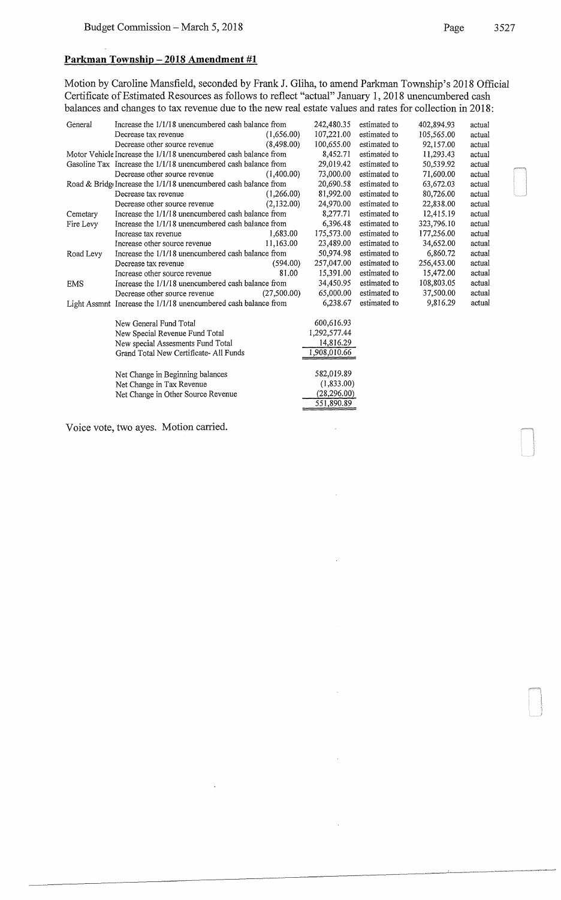## Parkman Township – 2018 Amendment #1

Motion by Caroline Mansfield, seconded by Frank J. Gliha, to amend Parkman Township's 2018 Official Certificate of Estimated Resources as follows to reflect "actual" January 1, 2018 unencumbered cash balances and changes to tax revenue due to the new real estate values and rates for collection in 2018:

| Fund | Description | Change | From | | To | |
|---|---|---|---|---|---|---|
| General | Increase the 1/1/18 unencumbered cash balance from | | 242,480.35 | estimated to | 402,894.93 | actual |
| | Decrease tax revenue | (1,656.00) | 107,221.00 | estimated to | 105,565.00 | actual |
| | Decrease other source revenue | (8,498.00) | 100,655.00 | estimated to | 92,157.00 | actual |
| Motor Vehicle | Increase the 1/1/18 unencumbered cash balance from | | 8,452.71 | estimated to | 11,293.43 | actual |
| Gasoline Tax | Increase the 1/1/18 unencumbered cash balance from | | 29,019.42 | estimated to | 50,539.92 | actual |
| | Decrease other source revenue | (1,400.00) | 73,000.00 | estimated to | 71,600.00 | actual |
| Road & Bridge | Increase the 1/1/18 unencumbered cash balance from | | 20,690.58 | estimated to | 63,672.03 | actual |
| | Decrease tax revenue | (1,266.00) | 81,992.00 | estimated to | 80,726.00 | actual |
| | Decrease other source revenue | (2,132.00) | 24,970.00 | estimated to | 22,838.00 | actual |
| Cemetary | Increase the 1/1/18 unencumbered cash balance from | | 8,277.71 | estimated to | 12,415.19 | actual |
| Fire Levy | Increase the 1/1/18 unencumbered cash balance from | | 6,396.48 | estimated to | 323,796.10 | actual |
| | Increase tax revenue | 1,683.00 | 175,573.00 | estimated to | 177,256.00 | actual |
| | Increase other source revenue | 11,163.00 | 23,489.00 | estimated to | 34,652.00 | actual |
| Road Levy | Increase the 1/1/18 unencumbered cash balance from | | 50,974.98 | estimated to | 6,860.72 | actual |
| | Decrease tax revenue | (594.00) | 257,047.00 | estimated to | 256,453.00 | actual |
| | Increase other source revenue | 81.00 | 15,391.00 | estimated to | 15,472.00 | actual |
| EMS | Increase the 1/1/18 unencumbered cash balance from | | 34,450.95 | estimated to | 108,803.05 | actual |
| | Decrease other source revenue | (27,500.00) | 65,000.00 | estimated to | 37,500.00 | actual |
| Light Assmnt | Increase the 1/1/18 unencumbered cash balance from | | 6,238.67 | estimated to | 9,816.29 | actual |

| | |
|---|---|
| New General Fund Total | 600,616.93 |
| New Special Revenue Fund Total | 1,292,577.44 |
| New special Assesments Fund Total | 14,816.29 |
| Grand Total New Certificate- All Funds | 1,908,010.66 |

| | |
|---|---|
| Net Change in Beginning balances | 582,019.89 |
| Net Change in Tax Revenue | (1,833.00) |
| Net Change in Other Source Revenue | (28,296.00) |
| | 551,890.89 |

Voice vote, two ayes. Motion carried.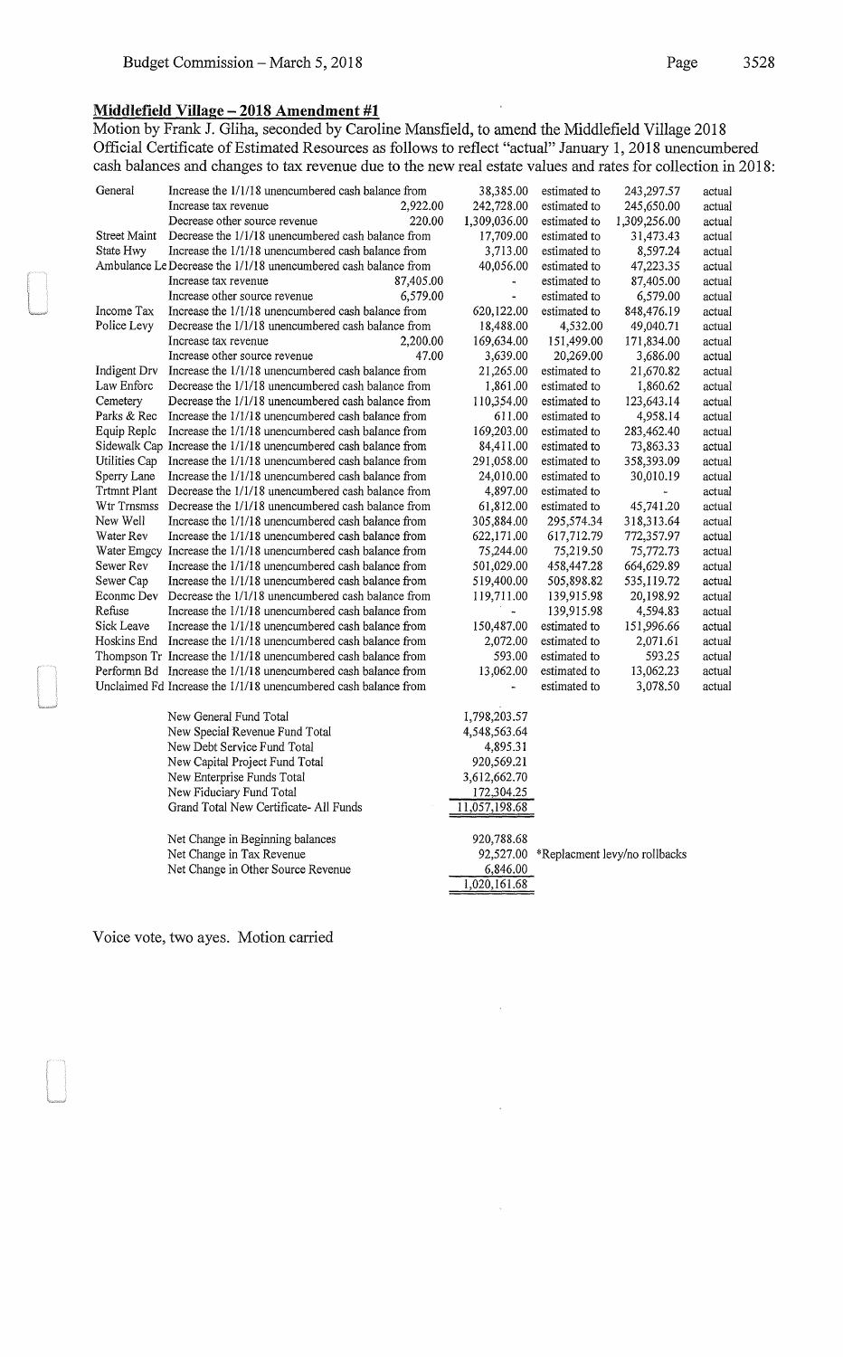## Middlefield Village – 2018 Amendment #1

Motion by Frank J. Gliha, seconded by Caroline Mansfield, to amend the Middlefield Village 2018 Official Certificate of Estimated Resources as follows to reflect "actual" January 1, 2018 unencumbered cash balances and changes to tax revenue due to the new real estate values and rates for collection in 2018:

| Fund | Description | Amount | From | | To | |
|---|---|---|---|---|---|---|
| General | Increase the 1/1/18 unencumbered cash balance from | | 38,385.00 | estimated to | 243,297.57 | actual |
| | Increase tax revenue | 2,922.00 | 242,728.00 | estimated to | 245,650.00 | actual |
| | Decrease other source revenue | 220.00 | 1,309,036.00 | estimated to | 1,309,256.00 | actual |
| Street Maint | Decrease the 1/1/18 unencumbered cash balance from | | 17,709.00 | estimated to | 31,473.43 | actual |
| State Hwy | Increase the 1/1/18 unencumbered cash balance from | | 3,713.00 | estimated to | 8,597.24 | actual |
| Ambulance Le | Decrease the 1/1/18 unencumbered cash balance from | | 40,056.00 | estimated to | 47,223.35 | actual |
| | Increase tax revenue | 87,405.00 | - | estimated to | 87,405.00 | actual |
| | Increase other source revenue | 6,579.00 | - | estimated to | 6,579.00 | actual |
| Income Tax | Increase the 1/1/18 unencumbered cash balance from | | 620,122.00 | estimated to | 848,476.19 | actual |
| Police Levy | Decrease the 1/1/18 unencumbered cash balance from | | 18,488.00 | 4,532.00 | 49,040.71 | actual |
| | Increase tax revenue | 2,200.00 | 169,634.00 | 151,499.00 | 171,834.00 | actual |
| | Increase other source revenue | 47.00 | 3,639.00 | 20,269.00 | 3,686.00 | actual |
| Indigent Drv | Increase the 1/1/18 unencumbered cash balance from | | 21,265.00 | estimated to | 21,670.82 | actual |
| Law Enforc | Decrease the 1/1/18 unencumbered cash balance from | | 1,861.00 | estimated to | 1,860.62 | actual |
| Cemetery | Decrease the 1/1/18 unencumbered cash balance from | | 110,354.00 | estimated to | 123,643.14 | actual |
| Parks & Rec | Increase the 1/1/18 unencumbered cash balance from | | 611.00 | estimated to | 4,958.14 | actual |
| Equip Replc | Increase the 1/1/18 unencumbered cash balance from | | 169,203.00 | estimated to | 283,462.40 | actual |
| Sidewalk Cap | Increase the 1/1/18 unencumbered cash balance from | | 84,411.00 | estimated to | 73,863.33 | actual |
| Utilities Cap | Increase the 1/1/18 unencumbered cash balance from | | 291,058.00 | estimated to | 358,393.09 | actual |
| Sperry Lane | Increase the 1/1/18 unencumbered cash balance from | | 24,010.00 | estimated to | 30,010.19 | actual |
| Trtmnt Plant | Decrease the 1/1/18 unencumbered cash balance from | | 4,897.00 | estimated to | - | actual |
| Wtr Trnsmss | Decrease the 1/1/18 unencumbered cash balance from | | 61,812.00 | estimated to | 45,741.20 | actual |
| New Well | Increase the 1/1/18 unencumbered cash balance from | | 305,884.00 | 295,574.34 | 318,313.64 | actual |
| Water Rev | Increase the 1/1/18 unencumbered cash balance from | | 622,171.00 | 617,712.79 | 772,357.97 | actual |
| Water Emgcy | Increase the 1/1/18 unencumbered cash balance from | | 75,244.00 | 75,219.50 | 75,772.73 | actual |
| Sewer Rev | Increase the 1/1/18 unencumbered cash balance from | | 501,029.00 | 458,447.28 | 664,629.89 | actual |
| Sewer Cap | Increase the 1/1/18 unencumbered cash balance from | | 519,400.00 | 505,898.82 | 535,119.72 | actual |
| Econmc Dev | Decrease the 1/1/18 unencumbered cash balance from | | 119,711.00 | 139,915.98 | 20,198.92 | actual |
| Refuse | Increase the 1/1/18 unencumbered cash balance from | | - | 139,915.98 | 4,594.83 | actual |
| Sick Leave | Increase the 1/1/18 unencumbered cash balance from | | 150,487.00 | estimated to | 151,996.66 | actual |
| Hoskins End | Increase the 1/1/18 unencumbered cash balance from | | 2,072.00 | estimated to | 2,071.61 | actual |
| Thompson Tr | Increase the 1/1/18 unencumbered cash balance from | | 593.00 | estimated to | 593.25 | actual |
| Performn Bd | Increase the 1/1/18 unencumbered cash balance from | | 13,062.00 | estimated to | 13,062.23 | actual |
| Unclaimed Fd | Increase the 1/1/18 unencumbered cash balance from | | - | estimated to | 3,078.50 | actual |

| | |
|---|---|
| New General Fund Total | 1,798,203.57 |
| New Special Revenue Fund Total | 4,548,563.64 |
| New Debt Service Fund Total | 4,895.31 |
| New Capital Project Fund Total | 920,569.21 |
| New Enterprise Funds Total | 3,612,662.70 |
| New Fiduciary Fund Total | 172,304.25 |
| Grand Total New Certificate- All Funds | 11,057,198.68 |

| | | |
|---|---|---|
| Net Change in Beginning balances | 920,788.68 | |
| Net Change in Tax Revenue | 92,527.00 | *Replacment levy/no rollbacks |
| Net Change in Other Source Revenue | 6,846.00 | |
| | 1,020,161.68 | |

Voice vote, two ayes. Motion carried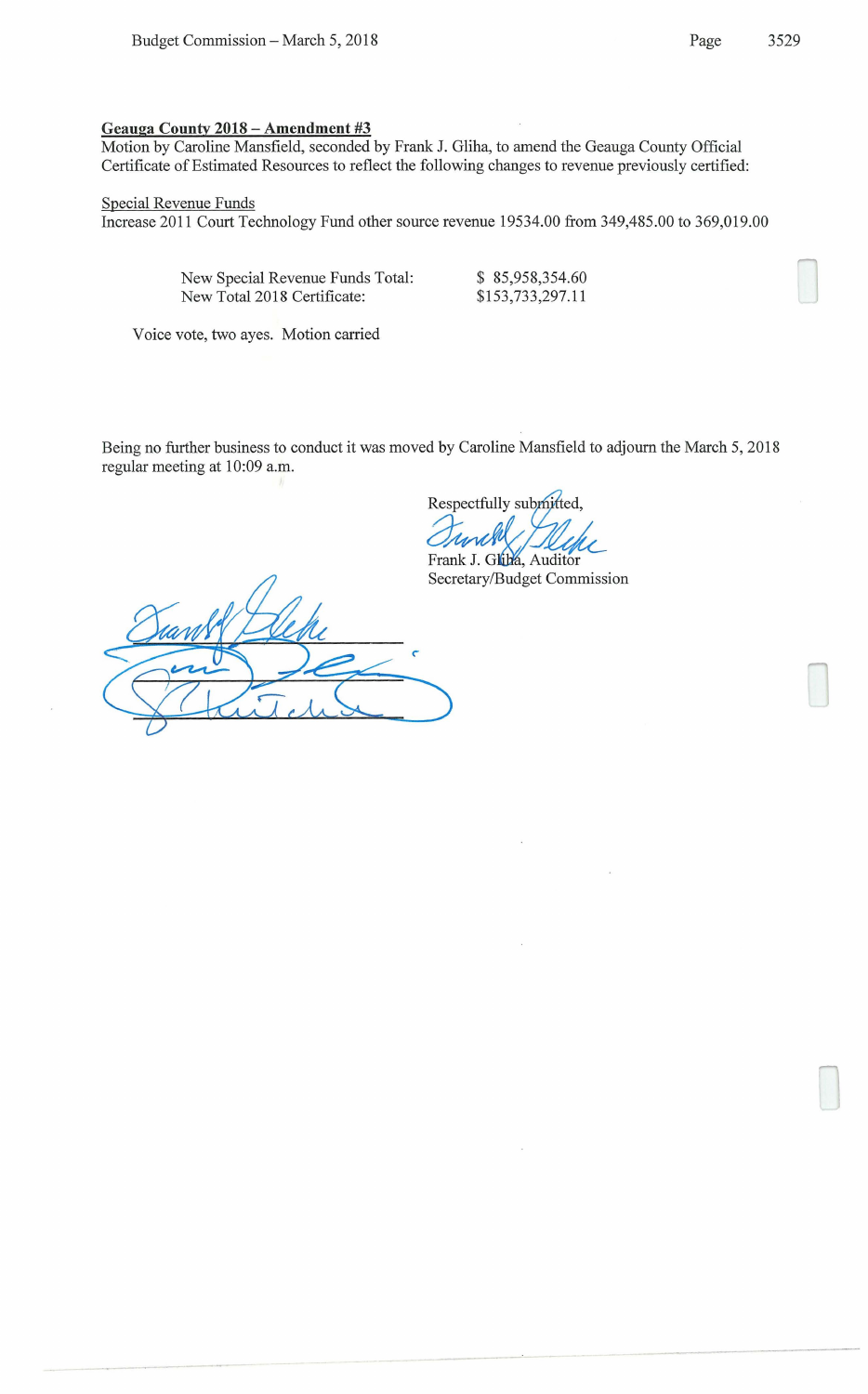**Geauga County 2018 – Amendment #3**

Motion by Caroline Mansfield, seconded by Frank J. Gliha, to amend the Geauga County Official Certificate of Estimated Resources to reflect the following changes to revenue previously certified:

Special Revenue Funds

Increase 2011 Court Technology Fund other source revenue 19534.00 from 349,485.00 to 369,019.00

| | |
|---|---|
| New Special Revenue Funds Total: | $ 85,958,354.60 |
| New Total 2018 Certificate: | $153,733,297.11 |

Voice vote, two ayes. Motion carried

Being no further business to conduct it was moved by Caroline Mansfield to adjourn the March 5, 2018 regular meeting at 10:09 a.m.

Respectfully submitted,

Frank J. Gliha, Auditor
Secretary/Budget Commission